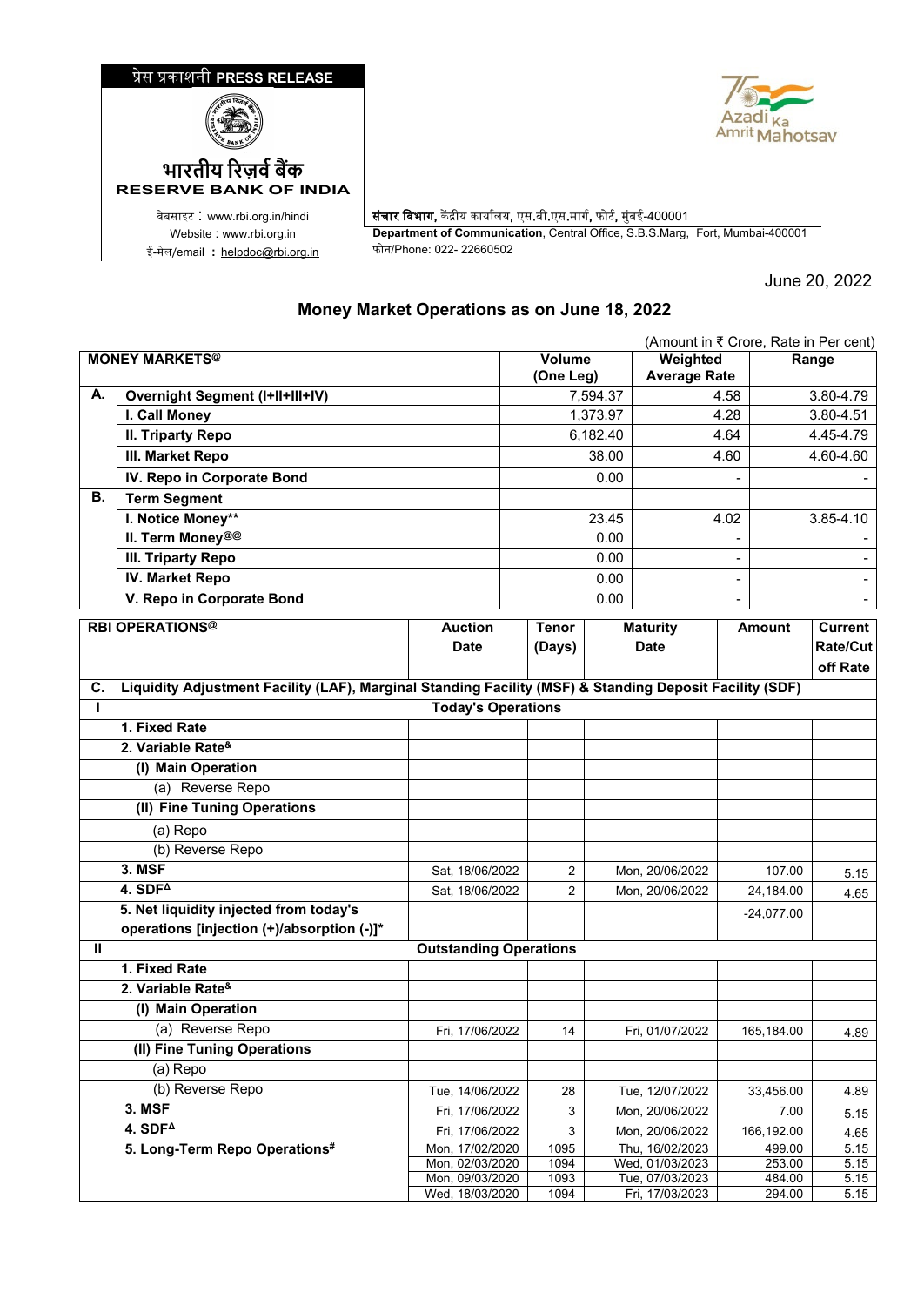प्रेस प्रकाशनी **PRESS RELEASE**

भारतीय रिज़र्व बैंक
**RESERVE BANK OF INDIA**

वेबसाइट : www.rbi.org.in/hindi
Website : www.rbi.org.in
ई-मेल/email : helpdoc@rbi.org.in

**संचार विभाग,** केंद्रीय कार्यालय, एस.बी.एस.मार्ग, फोर्ट, मुंबई-400001
**Department of Communication**, Central Office, S.B.S.Marg, Fort, Mumbai-400001
फोन/Phone: 022- 22660502

June 20, 2022

## Money Market Operations as on June 18, 2022

(Amount in ₹ Crore, Rate in Per cent)

| MONEY MARKETS@ | | Volume (One Leg) | Weighted Average Rate | Range |
|---|---|---|---|---|
| **A.** | **Overnight Segment (I+II+III+IV)** | 7,594.37 | 4.58 | 3.80-4.79 |
| | **I. Call Money** | 1,373.97 | 4.28 | 3.80-4.51 |
| | **II. Triparty Repo** | 6,182.40 | 4.64 | 4.45-4.79 |
| | **III. Market Repo** | 38.00 | 4.60 | 4.60-4.60 |
| | **IV. Repo in Corporate Bond** | 0.00 | - | - |
| **B.** | **Term Segment** | | | |
| | **I. Notice Money\*\*** | 23.45 | 4.02 | 3.85-4.10 |
| | **II. Term Money@@** | 0.00 | - | - |
| | **III. Triparty Repo** | 0.00 | - | - |
| | **IV. Market Repo** | 0.00 | - | - |
| | **V. Repo in Corporate Bond** | 0.00 | - | - |

| RBI OPERATIONS@ | | Auction Date | Tenor (Days) | Maturity Date | Amount | Current Rate/Cut off Rate |
|---|---|---|---|---|---|---|
| **C.** | **Liquidity Adjustment Facility (LAF), Marginal Standing Facility (MSF) & Standing Deposit Facility (SDF)** | | | | | |
| **I** | **Today's Operations** | | | | | |
| | **1. Fixed Rate** | | | | | |
| | **2. Variable Rate&** | | | | | |
| | **(I) Main Operation** | | | | | |
| | (a) Reverse Repo | | | | | |
| | **(II) Fine Tuning Operations** | | | | | |
| | (a) Repo | | | | | |
| | (b) Reverse Repo | | | | | |
| | **3. MSF** | Sat, 18/06/2022 | 2 | Mon, 20/06/2022 | 107.00 | 5.15 |
| | **4. SDFΔ** | Sat, 18/06/2022 | 2 | Mon, 20/06/2022 | 24,184.00 | 4.65 |
| | **5. Net liquidity injected from today's operations [injection (+)/absorption (-)]\*** | | | | -24,077.00 | |
| **II** | **Outstanding Operations** | | | | | |
| | **1. Fixed Rate** | | | | | |
| | **2. Variable Rate&** | | | | | |
| | **(I) Main Operation** | | | | | |
| | (a) Reverse Repo | Fri, 17/06/2022 | 14 | Fri, 01/07/2022 | 165,184.00 | 4.89 |
| | **(II) Fine Tuning Operations** | | | | | |
| | (a) Repo | | | | | |
| | (b) Reverse Repo | Tue, 14/06/2022 | 28 | Tue, 12/07/2022 | 33,456.00 | 4.89 |
| | **3. MSF** | Fri, 17/06/2022 | 3 | Mon, 20/06/2022 | 7.00 | 5.15 |
| | **4. SDFΔ** | Fri, 17/06/2022 | 3 | Mon, 20/06/2022 | 166,192.00 | 4.65 |
| | **5. Long-Term Repo Operations#** | Mon, 17/02/2020 | 1095 | Thu, 16/02/2023 | 499.00 | 5.15 |
| | | Mon, 02/03/2020 | 1094 | Wed, 01/03/2023 | 253.00 | 5.15 |
| | | Mon, 09/03/2020 | 1093 | Tue, 07/03/2023 | 484.00 | 5.15 |
| | | Wed, 18/03/2020 | 1094 | Fri, 17/03/2023 | 294.00 | 5.15 |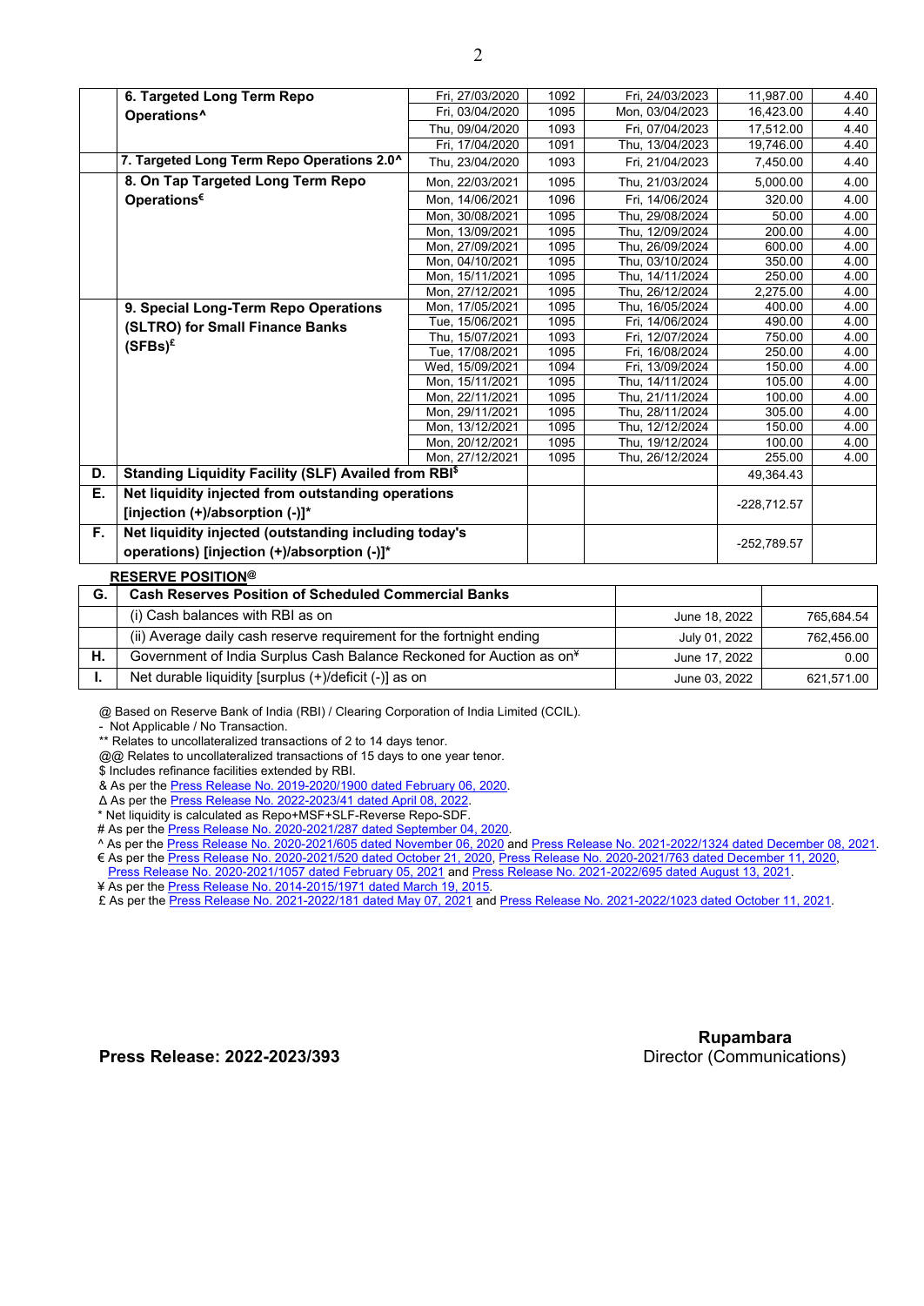| | | | | | | |
|---|---|---|---|---|---|---|
| | 6. Targeted Long Term Repo Operations^ | Fri, 27/03/2020 | 1092 | Fri, 24/03/2023 | 11,987.00 | 4.40 |
| | | Fri, 03/04/2020 | 1095 | Mon, 03/04/2023 | 16,423.00 | 4.40 |
| | | Thu, 09/04/2020 | 1093 | Fri, 07/04/2023 | 17,512.00 | 4.40 |
| | | Fri, 17/04/2020 | 1091 | Thu, 13/04/2023 | 19,746.00 | 4.40 |
| | 7. Targeted Long Term Repo Operations 2.0^ | Thu, 23/04/2020 | 1093 | Fri, 21/04/2023 | 7,450.00 | 4.40 |
| | 8. On Tap Targeted Long Term Repo Operations€ | Mon, 22/03/2021 | 1095 | Thu, 21/03/2024 | 5,000.00 | 4.00 |
| | | Mon, 14/06/2021 | 1096 | Fri, 14/06/2024 | 320.00 | 4.00 |
| | | Mon, 30/08/2021 | 1095 | Thu, 29/08/2024 | 50.00 | 4.00 |
| | | Mon, 13/09/2021 | 1095 | Thu, 12/09/2024 | 200.00 | 4.00 |
| | | Mon, 27/09/2021 | 1095 | Thu, 26/09/2024 | 600.00 | 4.00 |
| | | Mon, 04/10/2021 | 1095 | Thu, 03/10/2024 | 350.00 | 4.00 |
| | | Mon, 15/11/2021 | 1095 | Thu, 14/11/2024 | 250.00 | 4.00 |
| | | Mon, 27/12/2021 | 1095 | Thu, 26/12/2024 | 2,275.00 | 4.00 |
| | 9. Special Long-Term Repo Operations (SLTRO) for Small Finance Banks (SFBs)£ | Mon, 17/05/2021 | 1095 | Thu, 16/05/2024 | 400.00 | 4.00 |
| | | Tue, 15/06/2021 | 1095 | Fri, 14/06/2024 | 490.00 | 4.00 |
| | | Thu, 15/07/2021 | 1093 | Fri, 12/07/2024 | 750.00 | 4.00 |
| | | Tue, 17/08/2021 | 1095 | Fri, 16/08/2024 | 250.00 | 4.00 |
| | | Wed, 15/09/2021 | 1094 | Fri, 13/09/2024 | 150.00 | 4.00 |
| | | Mon, 15/11/2021 | 1095 | Thu, 14/11/2024 | 105.00 | 4.00 |
| | | Mon, 22/11/2021 | 1095 | Thu, 21/11/2024 | 100.00 | 4.00 |
| | | Mon, 29/11/2021 | 1095 | Thu, 28/11/2024 | 305.00 | 4.00 |
| | | Mon, 13/12/2021 | 1095 | Thu, 12/12/2024 | 150.00 | 4.00 |
| | | Mon, 20/12/2021 | 1095 | Thu, 19/12/2024 | 100.00 | 4.00 |
| | | Mon, 27/12/2021 | 1095 | Thu, 26/12/2024 | 255.00 | 4.00 |
| D. | Standing Liquidity Facility (SLF) Availed from RBI$ | | | | 49,364.43 | |
| E. | Net liquidity injected from outstanding operations [injection (+)/absorption (-)]* | | | | -228,712.57 | |
| F. | Net liquidity injected (outstanding including today's operations) [injection (+)/absorption (-)]* | | | | -252,789.57 | |

**RESERVE POSITION@**

| | | | |
|---|---|---|---|
| G. | Cash Reserves Position of Scheduled Commercial Banks | | |
| | (i) Cash balances with RBI as on | June 18, 2022 | 765,684.54 |
| | (ii) Average daily cash reserve requirement for the fortnight ending | July 01, 2022 | 762,456.00 |
| H. | Government of India Surplus Cash Balance Reckoned for Auction as on¥ | June 17, 2022 | 0.00 |
| I. | Net durable liquidity [surplus (+)/deficit (-)] as on | June 03, 2022 | 621,571.00 |

@ Based on Reserve Bank of India (RBI) / Clearing Corporation of India Limited (CCIL).

\- Not Applicable / No Transaction.

** Relates to uncollateralized transactions of 2 to 14 days tenor.

@@ Relates to uncollateralized transactions of 15 days to one year tenor.

$ Includes refinance facilities extended by RBI.

& As per the Press Release No. 2019-2020/1900 dated February 06, 2020.

Δ As per the Press Release No. 2022-2023/41 dated April 08, 2022.

* Net liquidity is calculated as Repo+MSF+SLF-Reverse Repo-SDF.

# As per the Press Release No. 2020-2021/287 dated September 04, 2020.

^ As per the Press Release No. 2020-2021/605 dated November 06, 2020 and Press Release No. 2021-2022/1324 dated December 08, 2021.

€ As per the Press Release No. 2020-2021/520 dated October 21, 2020, Press Release No. 2020-2021/763 dated December 11, 2020, Press Release No. 2020-2021/1057 dated February 05, 2021 and Press Release No. 2021-2022/695 dated August 13, 2021.

¥ As per the Press Release No. 2014-2015/1971 dated March 19, 2015.

£ As per the Press Release No. 2021-2022/181 dated May 07, 2021 and Press Release No. 2021-2022/1023 dated October 11, 2021.

**Press Release: 2022-2023/393**

**Rupambara**
Director (Communications)